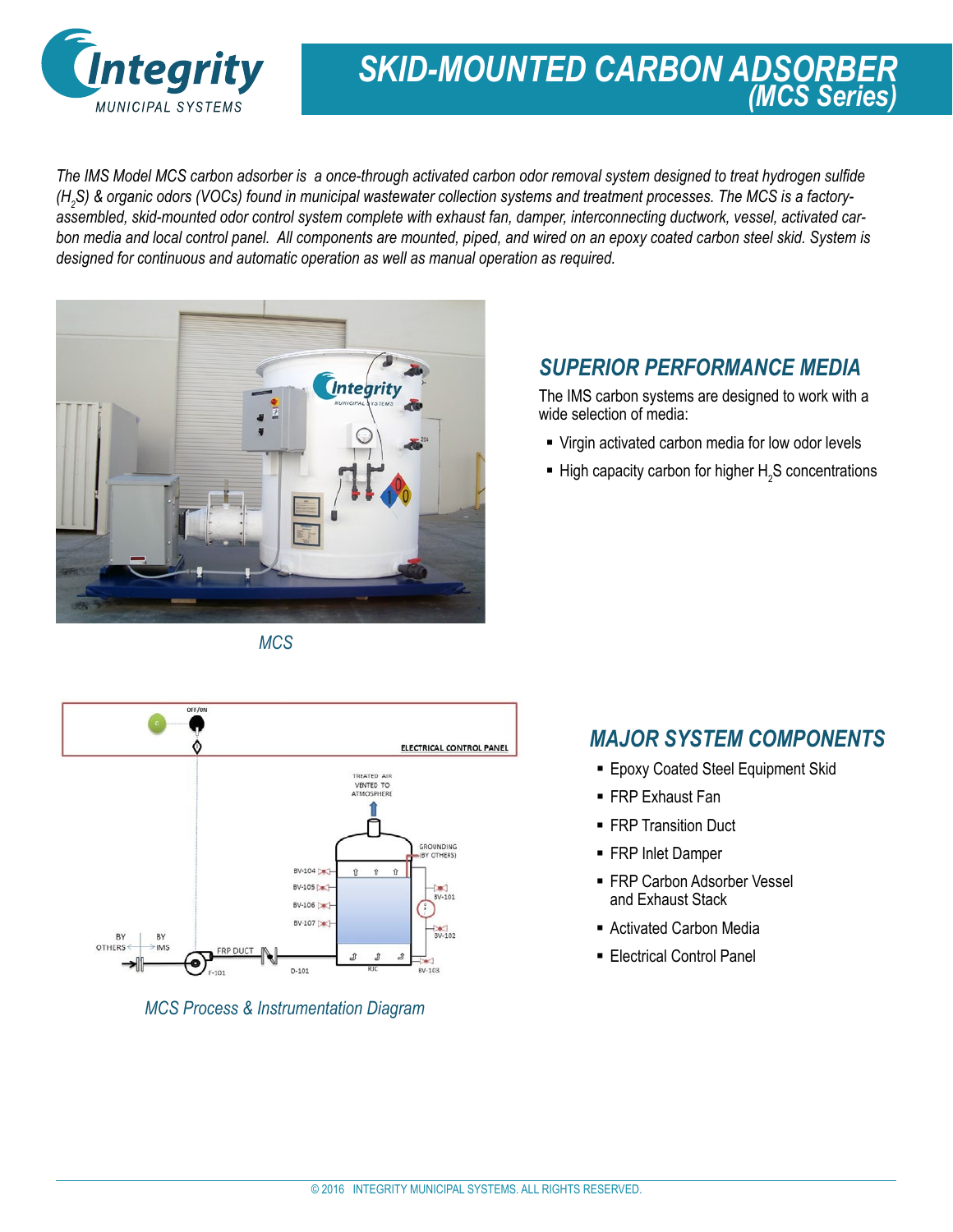# SKID-MOUNTED CARBON ADSORBER
## (MCS Series)

*The IMS Model MCS carbon adsorber is a once-through activated carbon odor removal system designed to treat hydrogen sulfide ($H_2S$) & organic odors (VOCs) found in municipal wastewater collection systems and treatment processes. The MCS is a factory-assembled, skid-mounted odor control system complete with exhaust fan, damper, interconnecting ductwork, vessel, activated carbon media and local control panel. All components are mounted, piped, and wired on an epoxy coated carbon steel skid. System is designed for continuous and automatic operation as well as manual operation as required.*

MCS

## SUPERIOR PERFORMANCE MEDIA

The IMS carbon systems are designed to work with a wide selection of media:

- Virgin activated carbon media for low odor levels
- High capacity carbon for higher $H_2S$ concentrations

MCS Process & Instrumentation Diagram

## MAJOR SYSTEM COMPONENTS

- Epoxy Coated Steel Equipment Skid
- FRP Exhaust Fan
- FRP Transition Duct
- FRP Inlet Damper
- FRP Carbon Adsorber Vessel and Exhaust Stack
- Activated Carbon Media
- Electrical Control Panel

© 2016 INTEGRITY MUNICIPAL SYSTEMS. ALL RIGHTS RESERVED.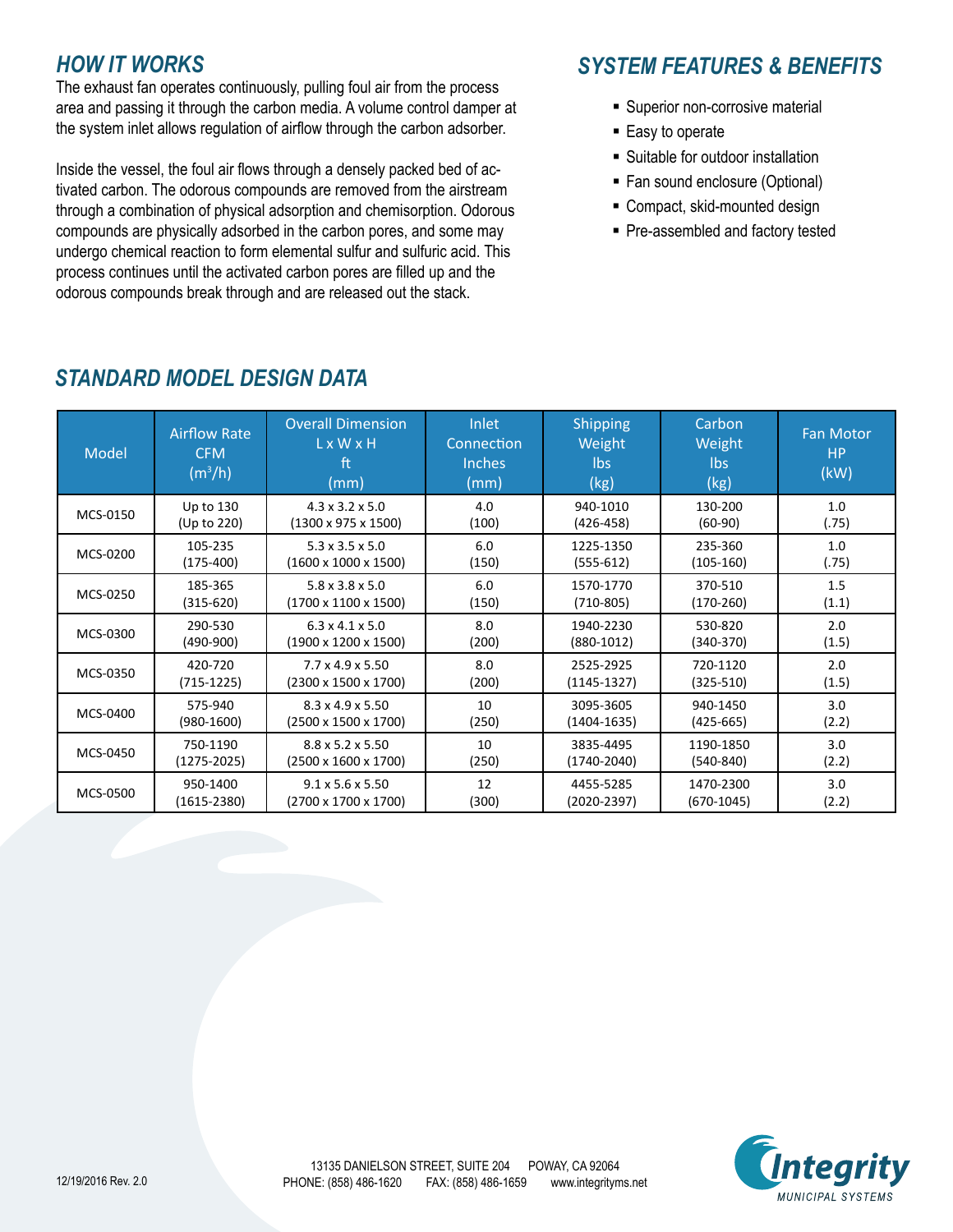## *HOW IT WORKS*

The exhaust fan operates continuously, pulling foul air from the process area and passing it through the carbon media. A volume control damper at the system inlet allows regulation of airflow through the carbon adsorber.

Inside the vessel, the foul air flows through a densely packed bed of activated carbon. The odorous compounds are removed from the airstream through a combination of physical adsorption and chemisorption. Odorous compounds are physically adsorbed in the carbon pores, and some may undergo chemical reaction to form elemental sulfur and sulfuric acid. This process continues until the activated carbon pores are filled up and the odorous compounds break through and are released out the stack.

## *SYSTEM FEATURES & BENEFITS*

- Superior non-corrosive material
- Easy to operate
- Suitable for outdoor installation
- Fan sound enclosure (Optional)
- Compact, skid-mounted design
- Pre-assembled and factory tested

## *STANDARD MODEL DESIGN DATA*

| Model | Airflow Rate CFM ($m^3$/h) | Overall Dimension L x W x H ft (mm) | Inlet Connection Inches (mm) | Shipping Weight lbs (kg) | Carbon Weight lbs (kg) | Fan Motor HP (kW) |
|---|---|---|---|---|---|---|
| MCS-0150 | Up to 130 (Up to 220) | 4.3 x 3.2 x 5.0 (1300 x 975 x 1500) | 4.0 (100) | 940-1010 (426-458) | 130-200 (60-90) | 1.0 (.75) |
| MCS-0200 | 105-235 (175-400) | 5.3 x 3.5 x 5.0 (1600 x 1000 x 1500) | 6.0 (150) | 1225-1350 (555-612) | 235-360 (105-160) | 1.0 (.75) |
| MCS-0250 | 185-365 (315-620) | 5.8 x 3.8 x 5.0 (1700 x 1100 x 1500) | 6.0 (150) | 1570-1770 (710-805) | 370-510 (170-260) | 1.5 (1.1) |
| MCS-0300 | 290-530 (490-900) | 6.3 x 4.1 x 5.0 (1900 x 1200 x 1500) | 8.0 (200) | 1940-2230 (880-1012) | 530-820 (340-370) | 2.0 (1.5) |
| MCS-0350 | 420-720 (715-1225) | 7.7 x 4.9 x 5.50 (2300 x 1500 x 1700) | 8.0 (200) | 2525-2925 (1145-1327) | 720-1120 (325-510) | 2.0 (1.5) |
| MCS-0400 | 575-940 (980-1600) | 8.3 x 4.9 x 5.50 (2500 x 1500 x 1700) | 10 (250) | 3095-3605 (1404-1635) | 940-1450 (425-665) | 3.0 (2.2) |
| MCS-0450 | 750-1190 (1275-2025) | 8.8 x 5.2 x 5.50 (2500 x 1600 x 1700) | 10 (250) | 3835-4495 (1740-2040) | 1190-1850 (540-840) | 3.0 (2.2) |
| MCS-0500 | 950-1400 (1615-2380) | 9.1 x 5.6 x 5.50 (2700 x 1700 x 1700) | 12 (300) | 4455-5285 (2020-2397) | 1470-2300 (670-1045) | 3.0 (2.2) |

12/19/2016 Rev. 2.0

13135 DANIELSON STREET, SUITE 204 POWAY, CA 92064
PHONE: (858) 486-1620 FAX: (858) 486-1659 www.integrityms.net

Integrity MUNICIPAL SYSTEMS